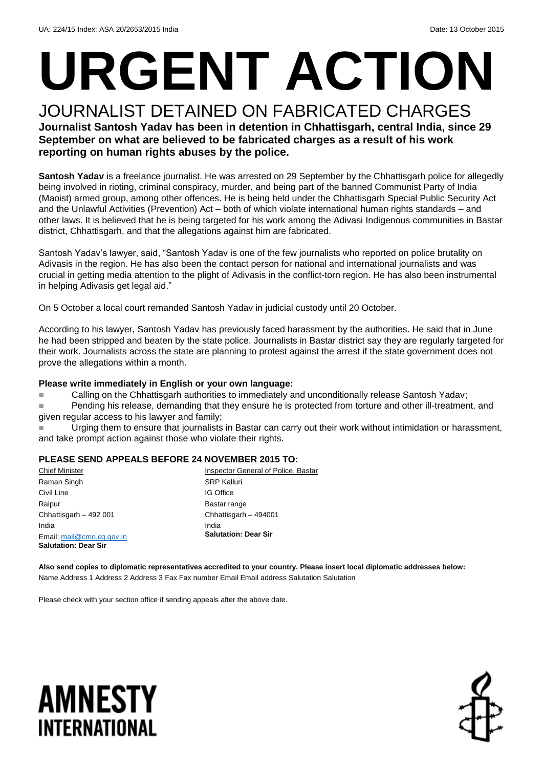UA: 224/15 Index: ASA 20/2653/2015 India Date: 13 October 2015

# URGENT ACTION

## JOURNALIST DETAINED ON FABRICATED CHARGES

**Journalist Santosh Yadav has been in detention in Chhattisgarh, central India, since 29 September on what are believed to be fabricated charges as a result of his work reporting on human rights abuses by the police.**

**Santosh Yadav** is a freelance journalist. He was arrested on 29 September by the Chhattisgarh police for allegedly being involved in rioting, criminal conspiracy, murder, and being part of the banned Communist Party of India (Maoist) armed group, among other offences. He is being held under the Chhattisgarh Special Public Security Act and the Unlawful Activities (Prevention) Act – both of which violate international human rights standards – and other laws. It is believed that he is being targeted for his work among the Adivasi Indigenous communities in Bastar district, Chhattisgarh, and that the allegations against him are fabricated.

Santosh Yadav's lawyer, said, "Santosh Yadav is one of the few journalists who reported on police brutality on Adivasis in the region. He has also been the contact person for national and international journalists and was crucial in getting media attention to the plight of Adivasis in the conflict-torn region. He has also been instrumental in helping Adivasis get legal aid."

On 5 October a local court remanded Santosh Yadav in judicial custody until 20 October.

According to his lawyer, Santosh Yadav has previously faced harassment by the authorities. He said that in June he had been stripped and beaten by the state police. Journalists in Bastar district say they are regularly targeted for their work. Journalists across the state are planning to protest against the arrest if the state government does not prove the allegations within a month.

**Please write immediately in English or your own language:**

- Calling on the Chhattisgarh authorities to immediately and unconditionally release Santosh Yadav;
- Pending his release, demanding that they ensure he is protected from torture and other ill-treatment, and given regular access to his lawyer and family;
- Urging them to ensure that journalists in Bastar can carry out their work without intimidation or harassment, and take prompt action against those who violate their rights.

**PLEASE SEND APPEALS BEFORE 24 NOVEMBER 2015 TO:**

Chief Minister
Raman Singh
Civil Line
Raipur
Chhattisgarh – 492 001
India
Email: mail@cmo.cg.gov.in
**Salutation: Dear Sir**

Inspector General of Police, Bastar
SRP Kalluri
IG Office
Bastar range
Chhattisgarh – 494001
India
**Salutation: Dear Sir**

**Also send copies to diplomatic representatives accredited to your country. Please insert local diplomatic addresses below:**
Name Address 1 Address 2 Address 3 Fax Fax number Email Email address Salutation Salutation

Please check with your section office if sending appeals after the above date.

AMNESTY INTERNATIONAL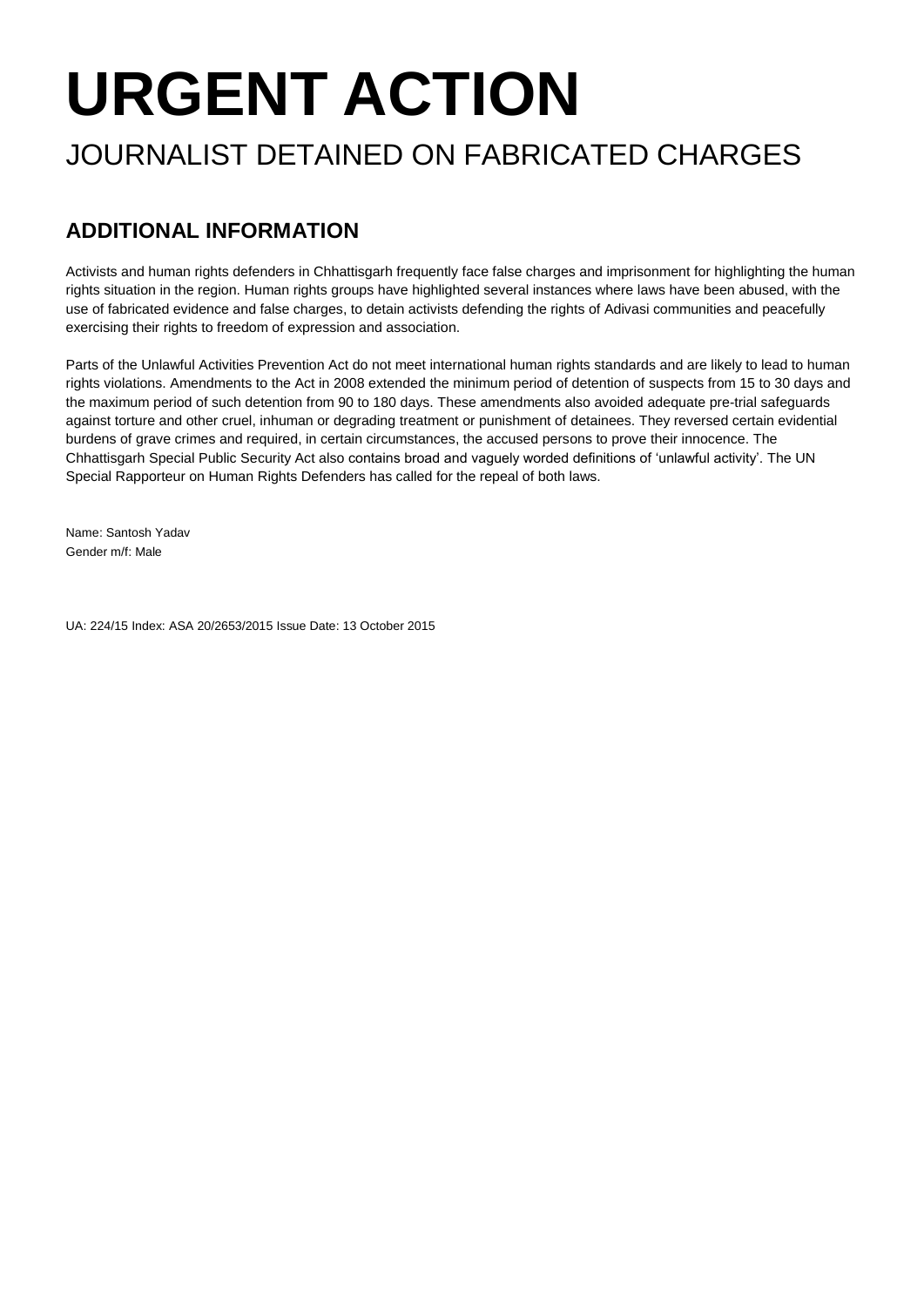# URGENT ACTION

## JOURNALIST DETAINED ON FABRICATED CHARGES

### ADDITIONAL INFORMATION

Activists and human rights defenders in Chhattisgarh frequently face false charges and imprisonment for highlighting the human rights situation in the region. Human rights groups have highlighted several instances where laws have been abused, with the use of fabricated evidence and false charges, to detain activists defending the rights of Adivasi communities and peacefully exercising their rights to freedom of expression and association.

Parts of the Unlawful Activities Prevention Act do not meet international human rights standards and are likely to lead to human rights violations. Amendments to the Act in 2008 extended the minimum period of detention of suspects from 15 to 30 days and the maximum period of such detention from 90 to 180 days. These amendments also avoided adequate pre-trial safeguards against torture and other cruel, inhuman or degrading treatment or punishment of detainees. They reversed certain evidential burdens of grave crimes and required, in certain circumstances, the accused persons to prove their innocence. The Chhattisgarh Special Public Security Act also contains broad and vaguely worded definitions of 'unlawful activity'. The UN Special Rapporteur on Human Rights Defenders has called for the repeal of both laws.

Name: Santosh Yadav
Gender m/f: Male

UA: 224/15 Index: ASA 20/2653/2015 Issue Date: 13 October 2015